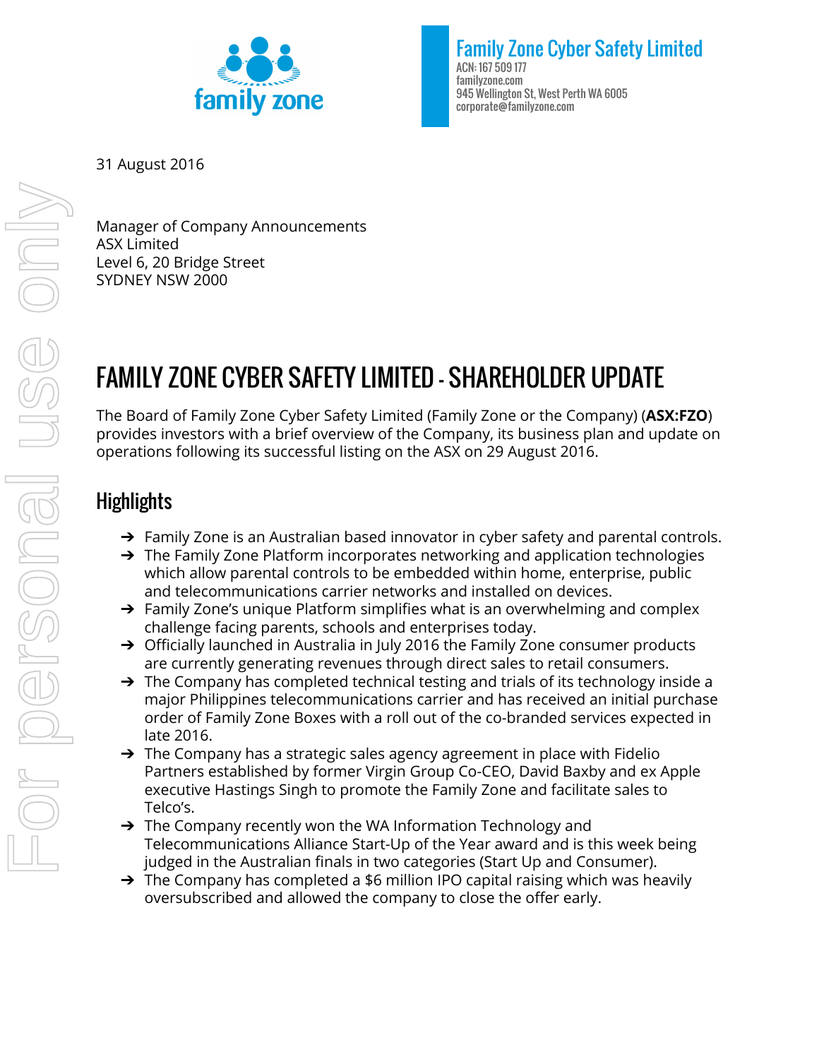Family Zone Cyber Safety Limited
ACN: 167 509 177
familyzone.com
945 Wellington St, West Perth WA 6005
corporate@familyzone.com

31 August 2016

Manager of Company Announcements
ASX Limited
Level 6, 20 Bridge Street
SYDNEY NSW 2000

# FAMILY ZONE CYBER SAFETY LIMITED - SHAREHOLDER UPDATE

The Board of Family Zone Cyber Safety Limited (Family Zone or the Company) (**ASX:FZO**) provides investors with a brief overview of the Company, its business plan and update on operations following its successful listing on the ASX on 29 August 2016.

## Highlights

- Family Zone is an Australian based innovator in cyber safety and parental controls.
- The Family Zone Platform incorporates networking and application technologies which allow parental controls to be embedded within home, enterprise, public and telecommunications carrier networks and installed on devices.
- Family Zone's unique Platform simplifies what is an overwhelming and complex challenge facing parents, schools and enterprises today.
- Officially launched in Australia in July 2016 the Family Zone consumer products are currently generating revenues through direct sales to retail consumers.
- The Company has completed technical testing and trials of its technology inside a major Philippines telecommunications carrier and has received an initial purchase order of Family Zone Boxes with a roll out of the co-branded services expected in late 2016.
- The Company has a strategic sales agency agreement in place with Fidelio Partners established by former Virgin Group Co-CEO, David Baxby and ex Apple executive Hastings Singh to promote the Family Zone and facilitate sales to Telco's.
- The Company recently won the WA Information Technology and Telecommunications Alliance Start-Up of the Year award and is this week being judged in the Australian finals in two categories (Start Up and Consumer).
- The Company has completed a $6 million IPO capital raising which was heavily oversubscribed and allowed the company to close the offer early.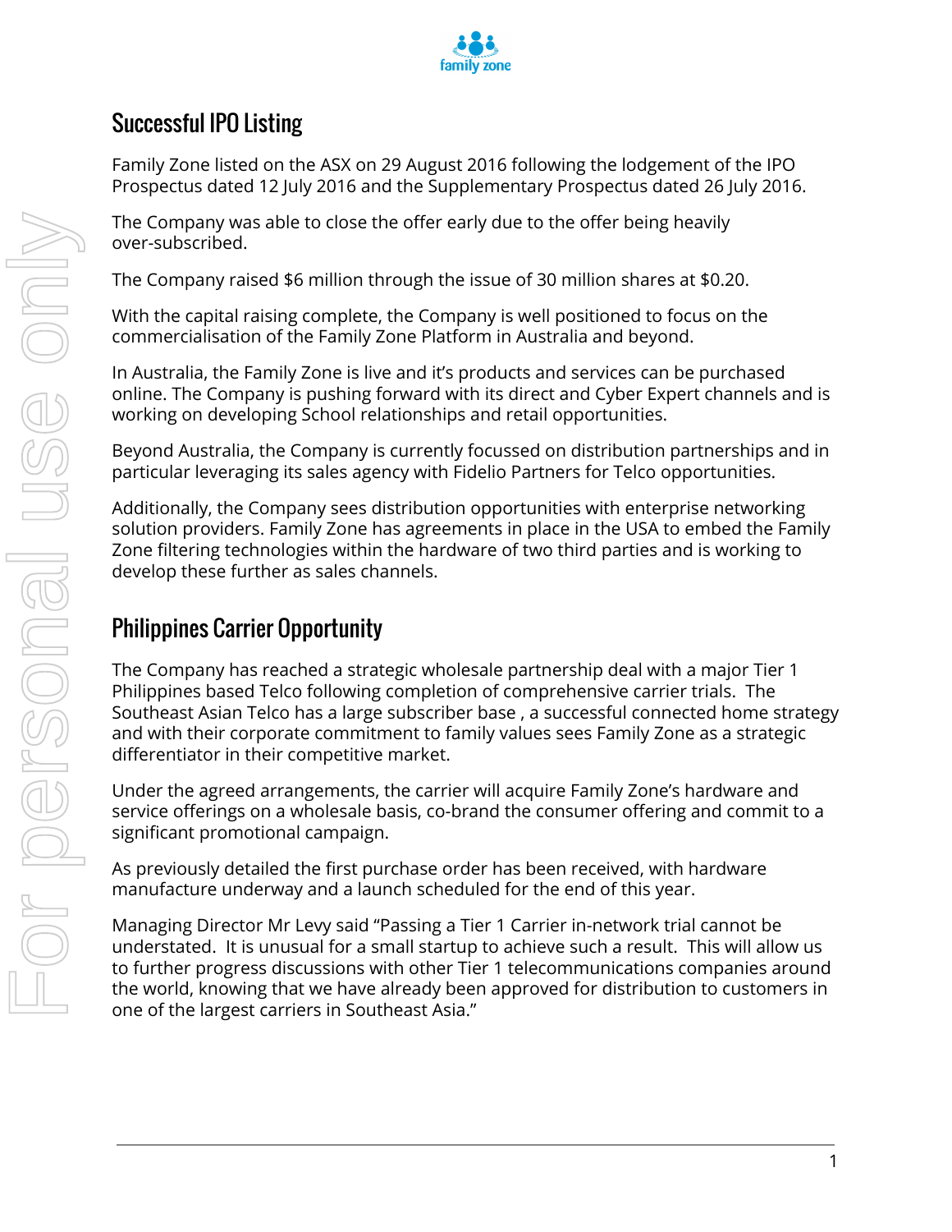## Successful IPO Listing

Family Zone listed on the ASX on 29 August 2016 following the lodgement of the IPO Prospectus dated 12 July 2016 and the Supplementary Prospectus dated 26 July 2016.

The Company was able to close the offer early due to the offer being heavily over-subscribed.

The Company raised $6 million through the issue of 30 million shares at $0.20.

With the capital raising complete, the Company is well positioned to focus on the commercialisation of the Family Zone Platform in Australia and beyond.

In Australia, the Family Zone is live and it's products and services can be purchased online. The Company is pushing forward with its direct and Cyber Expert channels and is working on developing School relationships and retail opportunities.

Beyond Australia, the Company is currently focussed on distribution partnerships and in particular leveraging its sales agency with Fidelio Partners for Telco opportunities.

Additionally, the Company sees distribution opportunities with enterprise networking solution providers. Family Zone has agreements in place in the USA to embed the Family Zone filtering technologies within the hardware of two third parties and is working to develop these further as sales channels.

## Philippines Carrier Opportunity

The Company has reached a strategic wholesale partnership deal with a major Tier 1 Philippines based Telco following completion of comprehensive carrier trials. The Southeast Asian Telco has a large subscriber base , a successful connected home strategy and with their corporate commitment to family values sees Family Zone as a strategic differentiator in their competitive market.

Under the agreed arrangements, the carrier will acquire Family Zone's hardware and service offerings on a wholesale basis, co-brand the consumer offering and commit to a significant promotional campaign.

As previously detailed the first purchase order has been received, with hardware manufacture underway and a launch scheduled for the end of this year.

Managing Director Mr Levy said "Passing a Tier 1 Carrier in-network trial cannot be understated. It is unusual for a small startup to achieve such a result. This will allow us to further progress discussions with other Tier 1 telecommunications companies around the world, knowing that we have already been approved for distribution to customers in one of the largest carriers in Southeast Asia."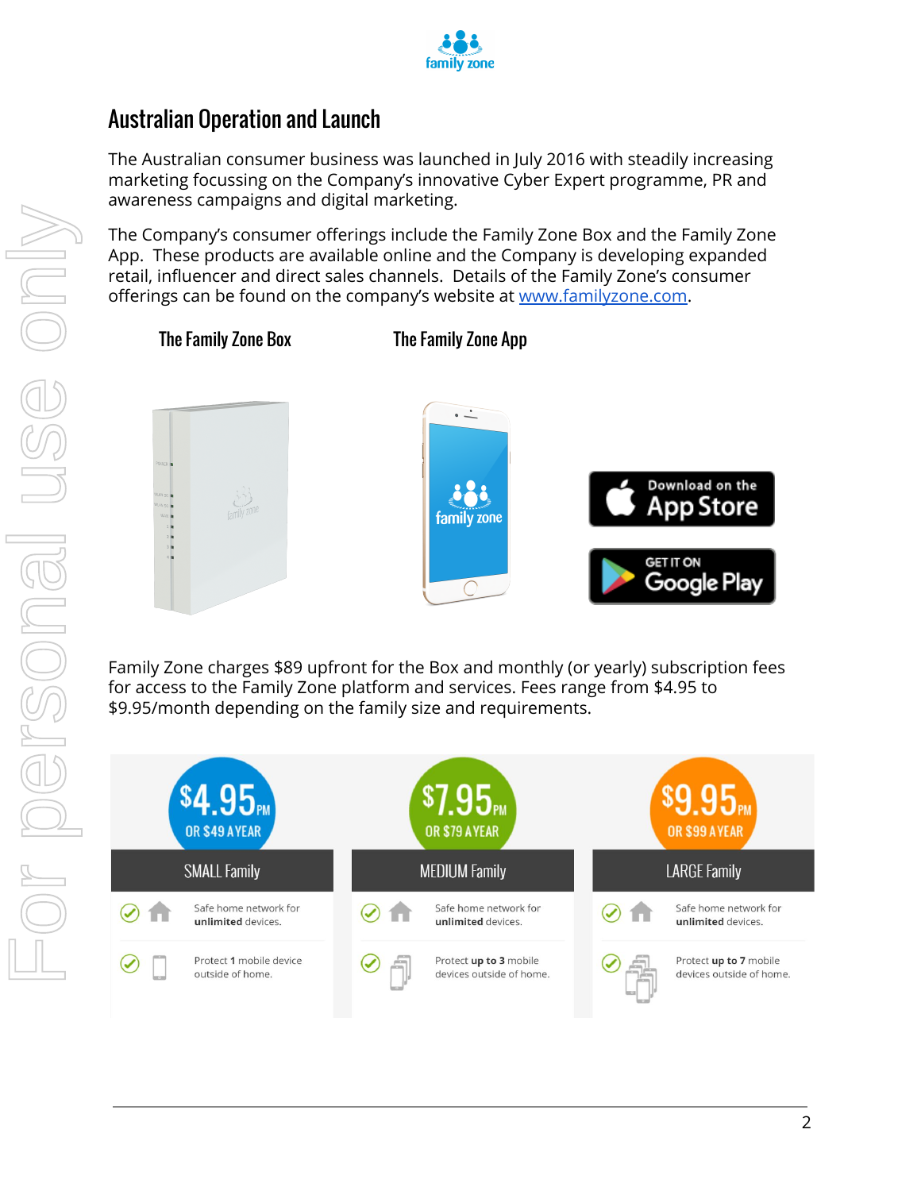## Australian Operation and Launch

The Australian consumer business was launched in July 2016 with steadily increasing marketing focussing on the Company's innovative Cyber Expert programme, PR and awareness campaigns and digital marketing.

The Company's consumer offerings include the Family Zone Box and the Family Zone App. These products are available online and the Company is developing expanded retail, influencer and direct sales channels. Details of the Family Zone's consumer offerings can be found on the company's website at [www.familyzone.com](http://www.familyzone.com).

### The Family Zone Box

### The Family Zone App

Family Zone charges $89 upfront for the Box and monthly (or yearly) subscription fees for access to the Family Zone platform and services. Fees range from $4.95 to $9.95/month depending on the family size and requirements.

| $4.95 PM OR $49 A YEAR | $7.95 PM OR $79 A YEAR | $9.95 PM OR $99 A YEAR |
|---|---|---|
| SMALL Family | MEDIUM Family | LARGE Family |
| Safe home network for **unlimited** devices. | Safe home network for **unlimited** devices. | Safe home network for **unlimited** devices. |
| Protect **1** mobile device outside of home. | Protect **up to 3** mobile devices outside of home. | Protect **up to 7** mobile devices outside of home. |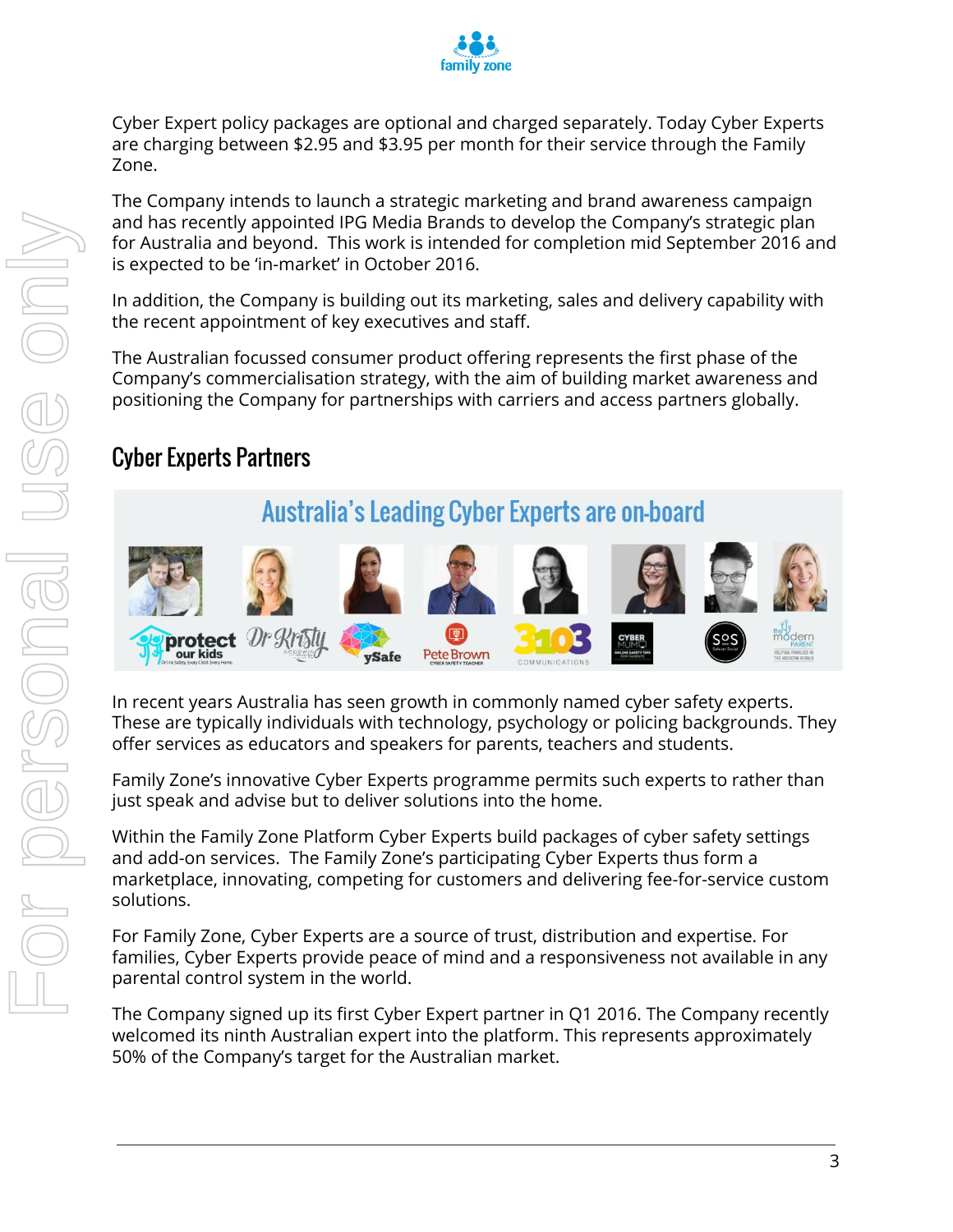Cyber Expert policy packages are optional and charged separately. Today Cyber Experts are charging between $2.95 and $3.95 per month for their service through the Family Zone.

The Company intends to launch a strategic marketing and brand awareness campaign and has recently appointed IPG Media Brands to develop the Company's strategic plan for Australia and beyond. This work is intended for completion mid September 2016 and is expected to be 'in-market' in October 2016.

In addition, the Company is building out its marketing, sales and delivery capability with the recent appointment of key executives and staff.

The Australian focussed consumer product offering represents the first phase of the Company's commercialisation strategy, with the aim of building market awareness and positioning the Company for partnerships with carriers and access partners globally.

## Cyber Experts Partners

Australia's Leading Cyber Experts are on-board

In recent years Australia has seen growth in commonly named cyber safety experts. These are typically individuals with technology, psychology or policing backgrounds. They offer services as educators and speakers for parents, teachers and students.

Family Zone's innovative Cyber Experts programme permits such experts to rather than just speak and advise but to deliver solutions into the home.

Within the Family Zone Platform Cyber Experts build packages of cyber safety settings and add-on services. The Family Zone's participating Cyber Experts thus form a marketplace, innovating, competing for customers and delivering fee-for-service custom solutions.

For Family Zone, Cyber Experts are a source of trust, distribution and expertise. For families, Cyber Experts provide peace of mind and a responsiveness not available in any parental control system in the world.

The Company signed up its first Cyber Expert partner in Q1 2016. The Company recently welcomed its ninth Australian expert into the platform. This represents approximately 50% of the Company's target for the Australian market.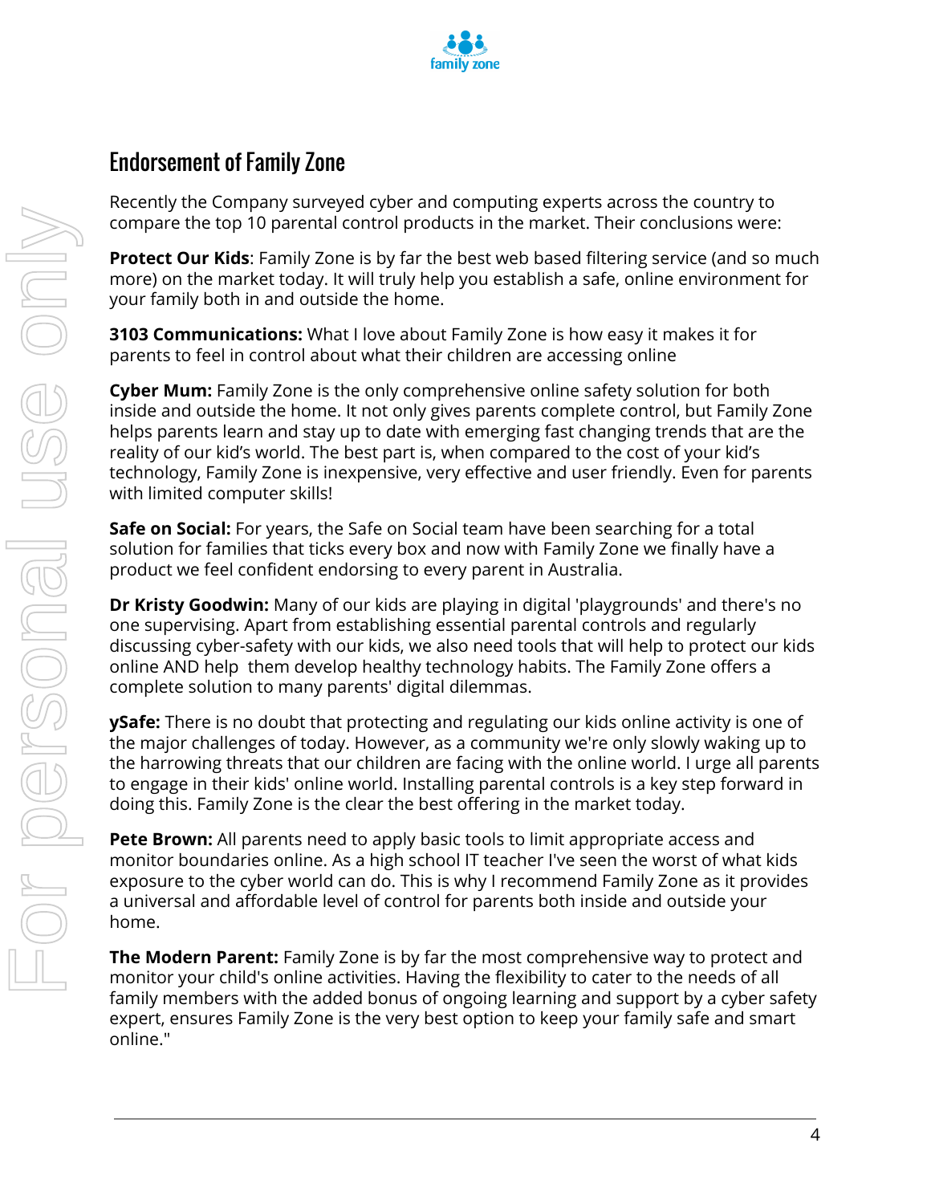## Endorsement of Family Zone

Recently the Company surveyed cyber and computing experts across the country to compare the top 10 parental control products in the market. Their conclusions were:

**Protect Our Kids**: Family Zone is by far the best web based filtering service (and so much more) on the market today. It will truly help you establish a safe, online environment for your family both in and outside the home.

**3103 Communications:** What I love about Family Zone is how easy it makes it for parents to feel in control about what their children are accessing online

**Cyber Mum:** Family Zone is the only comprehensive online safety solution for both inside and outside the home. It not only gives parents complete control, but Family Zone helps parents learn and stay up to date with emerging fast changing trends that are the reality of our kid's world. The best part is, when compared to the cost of your kid's technology, Family Zone is inexpensive, very effective and user friendly. Even for parents with limited computer skills!

**Safe on Social:** For years, the Safe on Social team have been searching for a total solution for families that ticks every box and now with Family Zone we finally have a product we feel confident endorsing to every parent in Australia.

**Dr Kristy Goodwin:** Many of our kids are playing in digital 'playgrounds' and there's no one supervising. Apart from establishing essential parental controls and regularly discussing cyber-safety with our kids, we also need tools that will help to protect our kids online AND help them develop healthy technology habits. The Family Zone offers a complete solution to many parents' digital dilemmas.

**ySafe:** There is no doubt that protecting and regulating our kids online activity is one of the major challenges of today. However, as a community we're only slowly waking up to the harrowing threats that our children are facing with the online world. I urge all parents to engage in their kids' online world. Installing parental controls is a key step forward in doing this. Family Zone is the clear the best offering in the market today.

**Pete Brown:** All parents need to apply basic tools to limit appropriate access and monitor boundaries online. As a high school IT teacher I've seen the worst of what kids exposure to the cyber world can do. This is why I recommend Family Zone as it provides a universal and affordable level of control for parents both inside and outside your home.

**The Modern Parent:** Family Zone is by far the most comprehensive way to protect and monitor your child's online activities. Having the flexibility to cater to the needs of all family members with the added bonus of ongoing learning and support by a cyber safety expert, ensures Family Zone is the very best option to keep your family safe and smart online."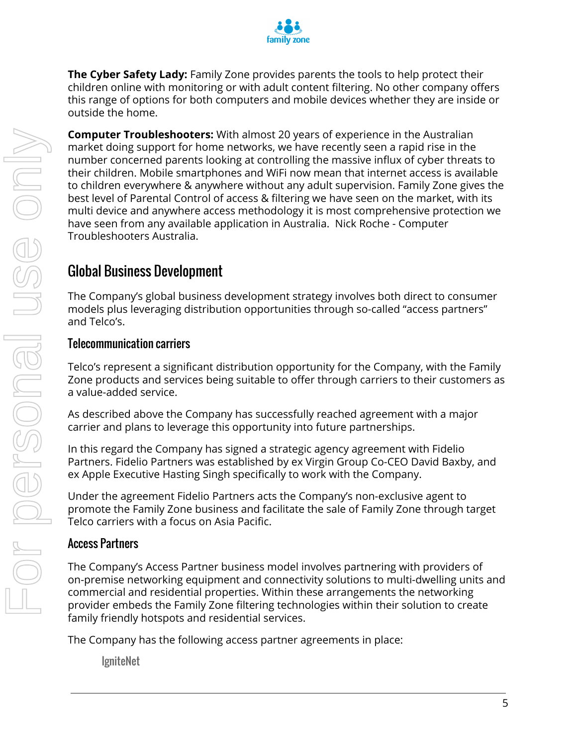**The Cyber Safety Lady:** Family Zone provides parents the tools to help protect their children online with monitoring or with adult content filtering. No other company offers this range of options for both computers and mobile devices whether they are inside or outside the home.

**Computer Troubleshooters:** With almost 20 years of experience in the Australian market doing support for home networks, we have recently seen a rapid rise in the number concerned parents looking at controlling the massive influx of cyber threats to their children. Mobile smartphones and WiFi now mean that internet access is available to children everywhere & anywhere without any adult supervision. Family Zone gives the best level of Parental Control of access & filtering we have seen on the market, with its multi device and anywhere access methodology it is most comprehensive protection we have seen from any available application in Australia. Nick Roche - Computer Troubleshooters Australia.

## Global Business Development

The Company's global business development strategy involves both direct to consumer models plus leveraging distribution opportunities through so-called "access partners" and Telco's.

### Telecommunication carriers

Telco's represent a significant distribution opportunity for the Company, with the Family Zone products and services being suitable to offer through carriers to their customers as a value-added service.

As described above the Company has successfully reached agreement with a major carrier and plans to leverage this opportunity into future partnerships.

In this regard the Company has signed a strategic agency agreement with Fidelio Partners. Fidelio Partners was established by ex Virgin Group Co-CEO David Baxby, and ex Apple Executive Hasting Singh specifically to work with the Company.

Under the agreement Fidelio Partners acts the Company's non-exclusive agent to promote the Family Zone business and facilitate the sale of Family Zone through target Telco carriers with a focus on Asia Pacific.

### Access Partners

The Company's Access Partner business model involves partnering with providers of on-premise networking equipment and connectivity solutions to multi-dwelling units and commercial and residential properties. Within these arrangements the networking provider embeds the Family Zone filtering technologies within their solution to create family friendly hotspots and residential services.

The Company has the following access partner agreements in place:

#### IgniteNet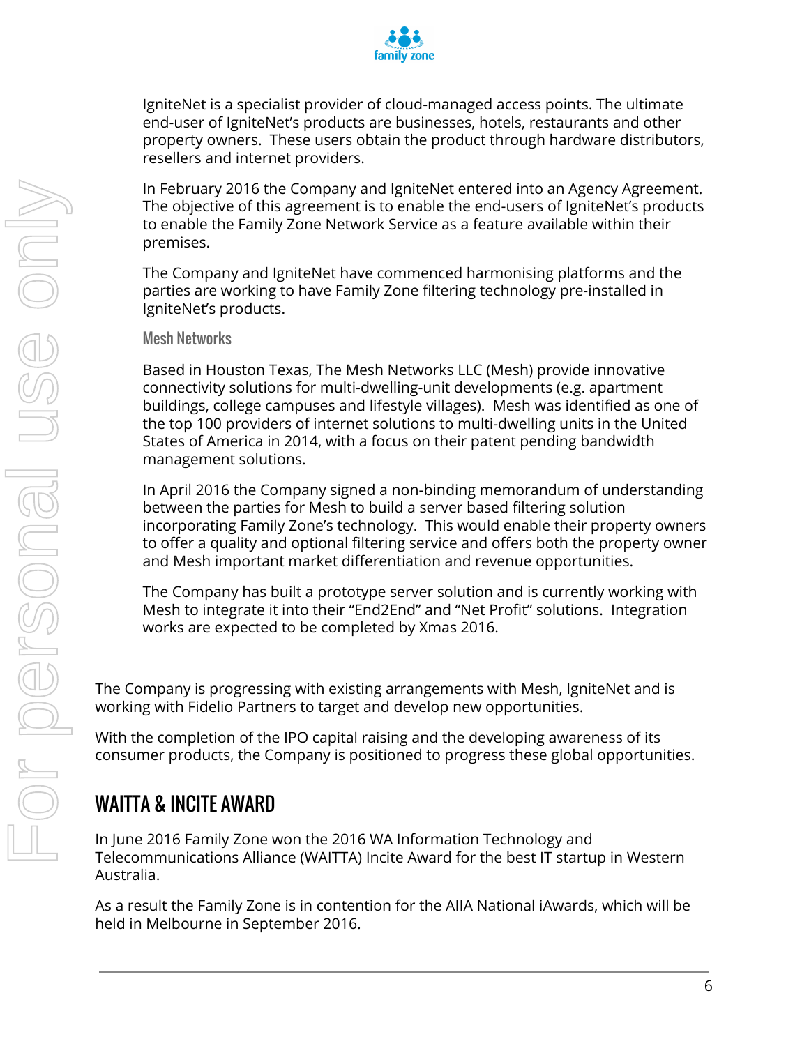IgniteNet is a specialist provider of cloud-managed access points. The ultimate end-user of IgniteNet's products are businesses, hotels, restaurants and other property owners. These users obtain the product through hardware distributors, resellers and internet providers.

In February 2016 the Company and IgniteNet entered into an Agency Agreement. The objective of this agreement is to enable the end-users of IgniteNet's products to enable the Family Zone Network Service as a feature available within their premises.

The Company and IgniteNet have commenced harmonising platforms and the parties are working to have Family Zone filtering technology pre-installed in IgniteNet's products.

### Mesh Networks

Based in Houston Texas, The Mesh Networks LLC (Mesh) provide innovative connectivity solutions for multi-dwelling-unit developments (e.g. apartment buildings, college campuses and lifestyle villages). Mesh was identified as one of the top 100 providers of internet solutions to multi-dwelling units in the United States of America in 2014, with a focus on their patent pending bandwidth management solutions.

In April 2016 the Company signed a non-binding memorandum of understanding between the parties for Mesh to build a server based filtering solution incorporating Family Zone's technology. This would enable their property owners to offer a quality and optional filtering service and offers both the property owner and Mesh important market differentiation and revenue opportunities.

The Company has built a prototype server solution and is currently working with Mesh to integrate it into their "End2End" and "Net Profit" solutions. Integration works are expected to be completed by Xmas 2016.

The Company is progressing with existing arrangements with Mesh, IgniteNet and is working with Fidelio Partners to target and develop new opportunities.

With the completion of the IPO capital raising and the developing awareness of its consumer products, the Company is positioned to progress these global opportunities.

## WAITTA & INCITE AWARD

In June 2016 Family Zone won the 2016 WA Information Technology and Telecommunications Alliance (WAITTA) Incite Award for the best IT startup in Western Australia.

As a result the Family Zone is in contention for the AIIA National iAwards, which will be held in Melbourne in September 2016.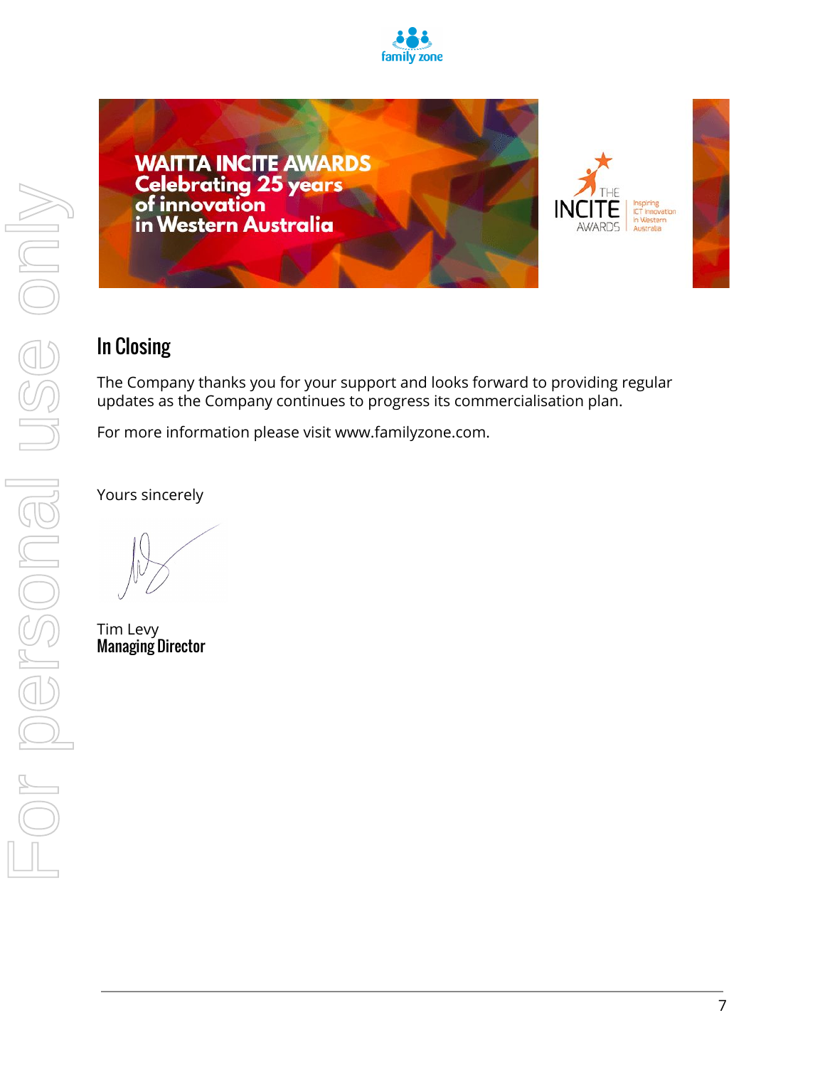## In Closing

The Company thanks you for your support and looks forward to providing regular updates as the Company continues to progress its commercialisation plan.

For more information please visit www.familyzone.com.

Yours sincerely

Tim Levy
**Managing Director**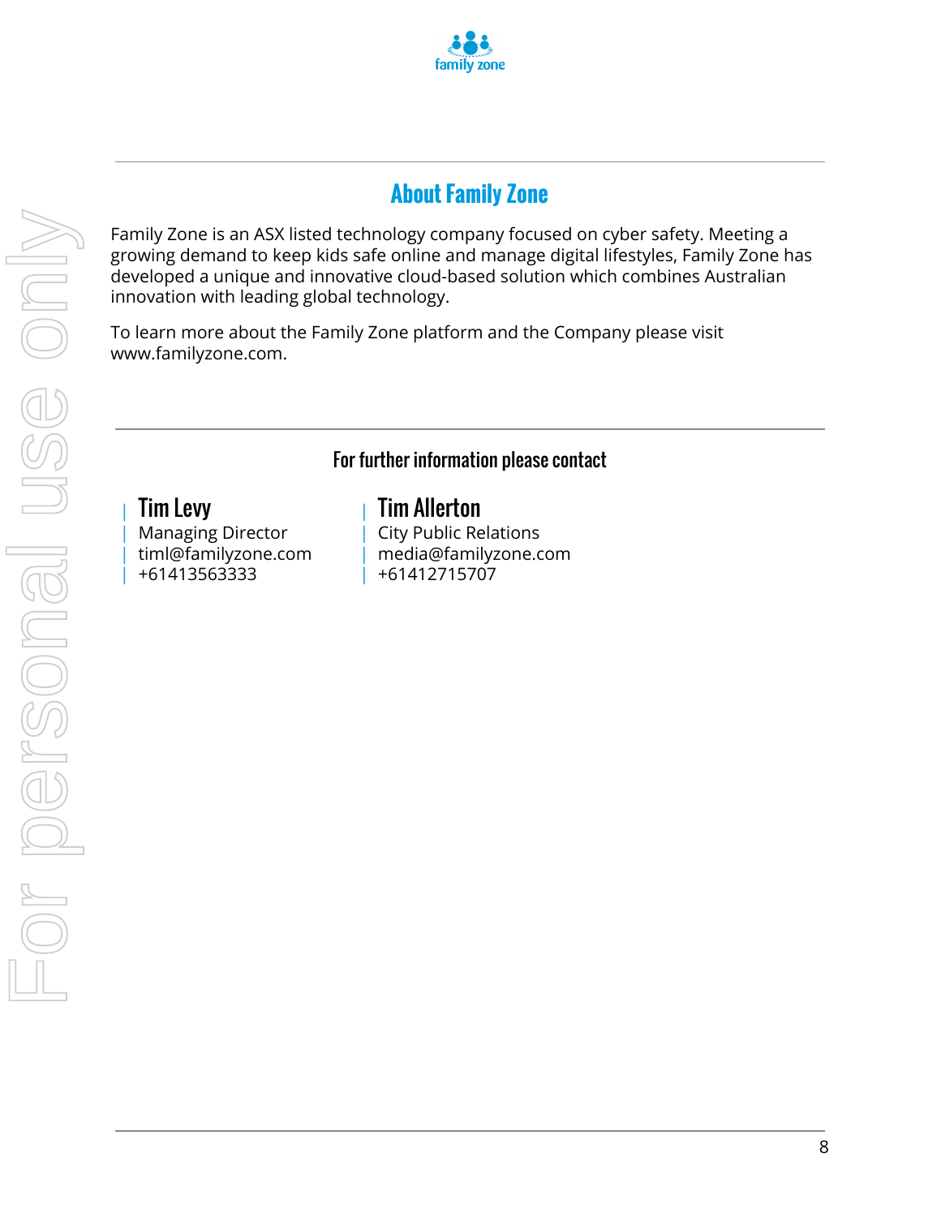## About Family Zone

Family Zone is an ASX listed technology company focused on cyber safety. Meeting a growing demand to keep kids safe online and manage digital lifestyles, Family Zone has developed a unique and innovative cloud-based solution which combines Australian innovation with leading global technology.

To learn more about the Family Zone platform and the Company please visit www.familyzone.com.

### For further information please contact

**Tim Levy**
Managing Director
timl@familyzone.com
+61413563333

**Tim Allerton**
City Public Relations
media@familyzone.com
+61412715707